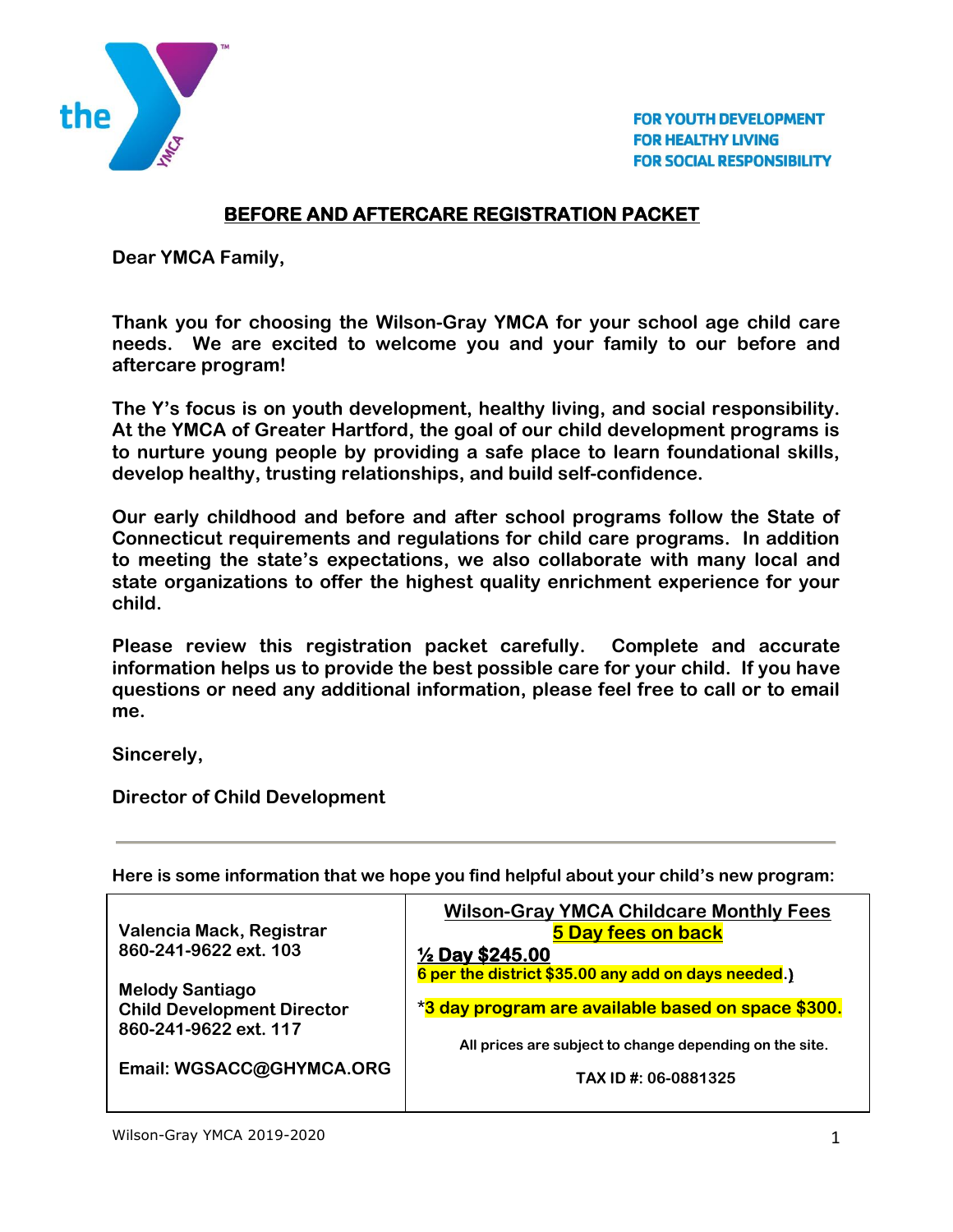FOR YOUTH DEVELOPMENT
FOR HEALTHY LIVING
FOR SOCIAL RESPONSIBILITY

## BEFORE AND AFTERCARE REGISTRATION PACKET

**Dear YMCA Family,**

**Thank you for choosing the Wilson-Gray YMCA for your school age child care needs. We are excited to welcome you and your family to our before and aftercare program!**

**The Y's focus is on youth development, healthy living, and social responsibility. At the YMCA of Greater Hartford, the goal of our child development programs is to nurture young people by providing a safe place to learn foundational skills, develop healthy, trusting relationships, and build self-confidence.**

**Our early childhood and before and after school programs follow the State of Connecticut requirements and regulations for child care programs. In addition to meeting the state's expectations, we also collaborate with many local and state organizations to offer the highest quality enrichment experience for your child.**

**Please review this registration packet carefully. Complete and accurate information helps us to provide the best possible care for your child. If you have questions or need any additional information, please feel free to call or to email me.**

**Sincerely,**

**Director of Child Development**

---

**Here is some information that we hope you find helpful about your child's new program:**

| | |
|---|---|
| **Valencia Mack, Registrar**<br>**860-241-9622 ext. 103**<br><br>**Melody Santiago**<br>**Child Development Director**<br>**860-241-9622 ext. 117**<br><br>**Email: WGSACC@GHYMCA.ORG** | **Wilson-Gray YMCA Childcare Monthly Fees**<br>**5 Day fees on back**<br>**½ Day $245.00**<br>**6 per the district $35.00 any add on days needed.)**<br><br>***3 day program are available based on space $300.**<br><br>**All prices are subject to change depending on the site.**<br><br>**TAX ID #: 06-0881325** |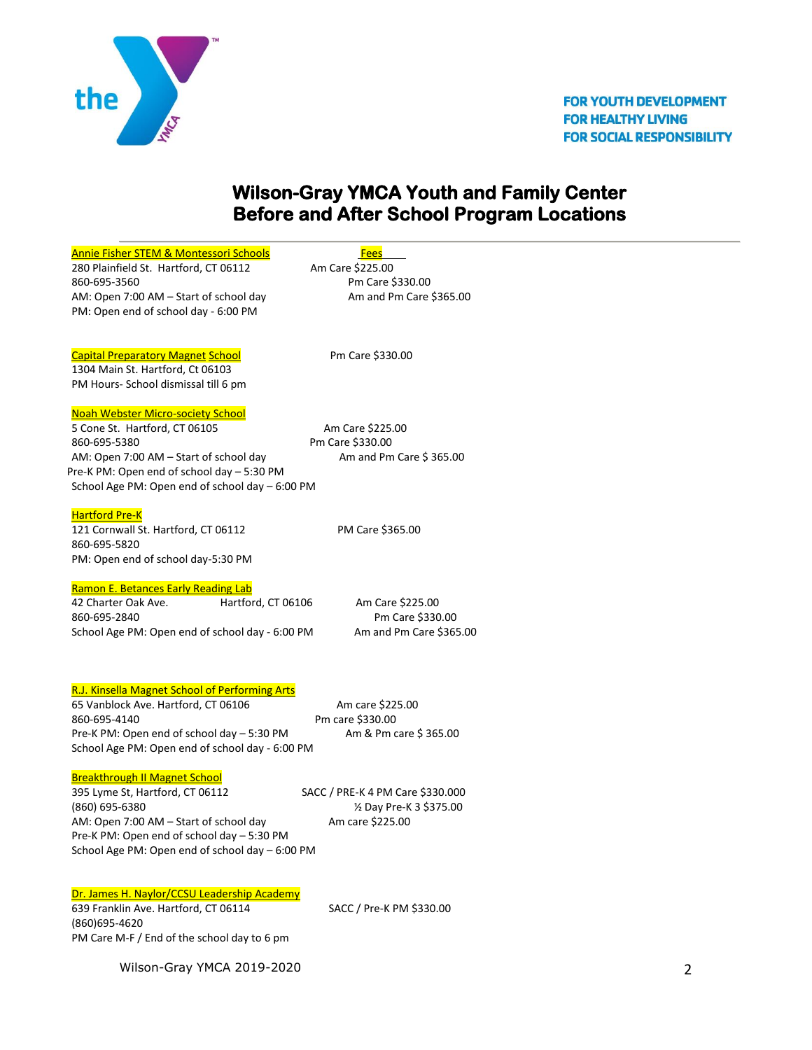FOR YOUTH DEVELOPMENT
FOR HEALTHY LIVING
FOR SOCIAL RESPONSIBILITY

# Wilson-Gray YMCA Youth and Family Center
# Before and After School Program Locations

---

**Annie Fisher STEM & Montessori Schools**
280 Plainfield St. Hartford, CT 06112
860-695-3560
AM: Open 7:00 AM – Start of school day
PM: Open end of school day - 6:00 PM

**Fees**
Am Care $225.00
Pm Care $330.00
Am and Pm Care $365.00

**Capital Preparatory Magnet School**
1304 Main St. Hartford, Ct 06103
PM Hours- School dismissal till 6 pm

Pm Care $330.00

**Noah Webster Micro-society School**
5 Cone St. Hartford, CT 06105
860-695-5380
AM: Open 7:00 AM – Start of school day
Pre-K PM: Open end of school day – 5:30 PM
School Age PM: Open end of school day – 6:00 PM

Am Care $225.00
Pm Care $330.00
Am and Pm Care $ 365.00

**Hartford Pre-K**
121 Cornwall St. Hartford, CT 06112
860-695-5820
PM: Open end of school day-5:30 PM

PM Care $365.00

**Ramon E. Betances Early Reading Lab**
42 Charter Oak Ave. Hartford, CT 06106
860-695-2840
School Age PM: Open end of school day - 6:00 PM

Am Care $225.00
Pm Care $330.00
Am and Pm Care $365.00

**R.J. Kinsella Magnet School of Performing Arts**
65 Vanblock Ave. Hartford, CT 06106
860-695-4140
Pre-K PM: Open end of school day – 5:30 PM
School Age PM: Open end of school day - 6:00 PM

Am care $225.00
Pm care $330.00
Am & Pm care $ 365.00

**Breakthrough II Magnet School**
395 Lyme St, Hartford, CT 06112
(860) 695-6380
AM: Open 7:00 AM – Start of school day
Pre-K PM: Open end of school day – 5:30 PM
School Age PM: Open end of school day – 6:00 PM

SACC / PRE-K 4 PM Care $330.000
½ Day Pre-K 3 $375.00
Am care $225.00

**Dr. James H. Naylor/CCSU Leadership Academy**
639 Franklin Ave. Hartford, CT 06114
(860)695-4620
PM Care M-F / End of the school day to 6 pm

SACC / Pre-K PM $330.00

Wilson-Gray YMCA 2019-2020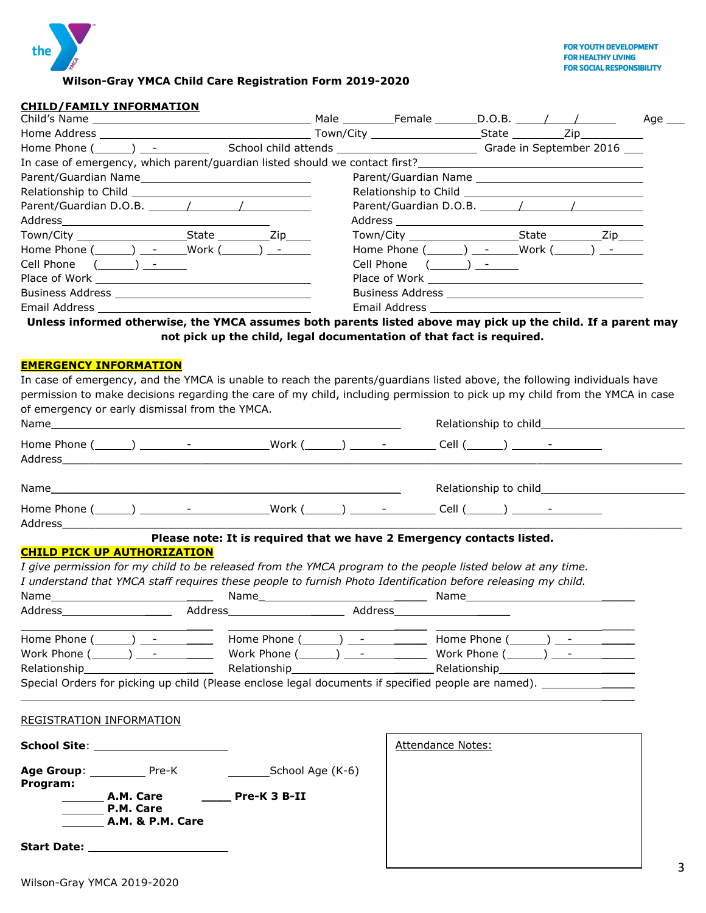FOR YOUTH DEVELOPMENT
FOR HEALTHY LIVING
FOR SOCIAL RESPONSIBILITY

**Wilson-Gray YMCA Child Care Registration Form 2019-2020**

**CHILD/FAMILY INFORMATION**

Child's Name ______________________________ Male ________ Female _______ D.O.B. ____/____/______ Age ___

Home Address ______________________________ Town/City _________________ State ________ Zip__________

Home Phone (______) __-_________ School child attends _____________________ Grade in September 2016 ___

In case of emergency, which parent/guardian listed should we contact first?_________________________________

| Parent/Guardian | Parent/Guardian |
|---|---|
| Parent/Guardian Name ______________________ | Parent/Guardian Name ______________________ |
| Relationship to Child ______________________ | Relationship to Child ______________________ |
| Parent/Guardian D.O.B. ______/_______/_________ | Parent/Guardian D.O.B. ______/_______/_________ |
| Address______________________________ | Address ______________________________ |
| Town/City _______________ State ________ Zip____ | Town/City _______________ State ________ Zip____ |
| Home Phone (______) __-_____ Work (______) __-_____ | Home Phone (______) __-_____ Work (______) __-_____ |
| Cell Phone (______) __-_____ | Cell Phone (______) __-_____ |
| Place of Work ______________________________ | Place of Work ______________________________ |
| Business Address ___________________________ | Business Address ___________________________ |
| Email Address ______________________________ | Email Address ____________________ |

**Unless informed otherwise, the YMCA assumes both parents listed above may pick up the child. If a parent may not pick up the child, legal documentation of that fact is required.**

**EMERGENCY INFORMATION**

In case of emergency, and the YMCA is unable to reach the parents/guardians listed above, the following individuals have permission to make decisions regarding the care of my child, including permission to pick up my child from the YMCA in case of emergency or early dismissal from the YMCA.

Name______________________________________________ Relationship to child______________________

Home Phone (______) _______-____________Work (______) _____-________ Cell (______) ______-________

Address______________________________________________________________________________

Name______________________________________________ Relationship to child______________________

Home Phone (______) _______-____________Work (______) _____-________ Cell (______) ______-________

Address______________________________________________________________________________

**Please note: It is required that we have 2 Emergency contacts listed.**

**CHILD PICK UP AUTHORIZATION**

*I give permission for my child to be released from the YMCA program to the people listed below at any time. I understand that YMCA staff requires these people to furnish Photo Identification before releasing my child.*

| | | |
|---|---|---|
| Name______________________ | Name______________________ | Name______________________ |
| Address___________________ | Address___________________ | Address___________________ |
| __________________________ | __________________________ | __________________________ |
| Home Phone (______) __-_______ | Home Phone (______) __-_______ | Home Phone (______) __-_______ |
| Work Phone (______) __-_______ | Work Phone (______) __-_______ | Work Phone (______) __-_______ |
| Relationship________________ | Relationship________________ | Relationship________________ |

Special Orders for picking up child (Please enclose legal documents if specified people are named). ____________

______________________________________________________________________________

REGISTRATION INFORMATION

**School Site**: ____________________

**Age Group**: _________ Pre-K _______School Age (K-6)

**Program:**

_______ **A.M. Care** _____ **Pre-K 3 B-II**

_______ **P.M. Care**

_______ **A.M. & P.M. Care**

**Start Date:** ____________________

Attendance Notes:

Wilson-Gray YMCA 2019-2020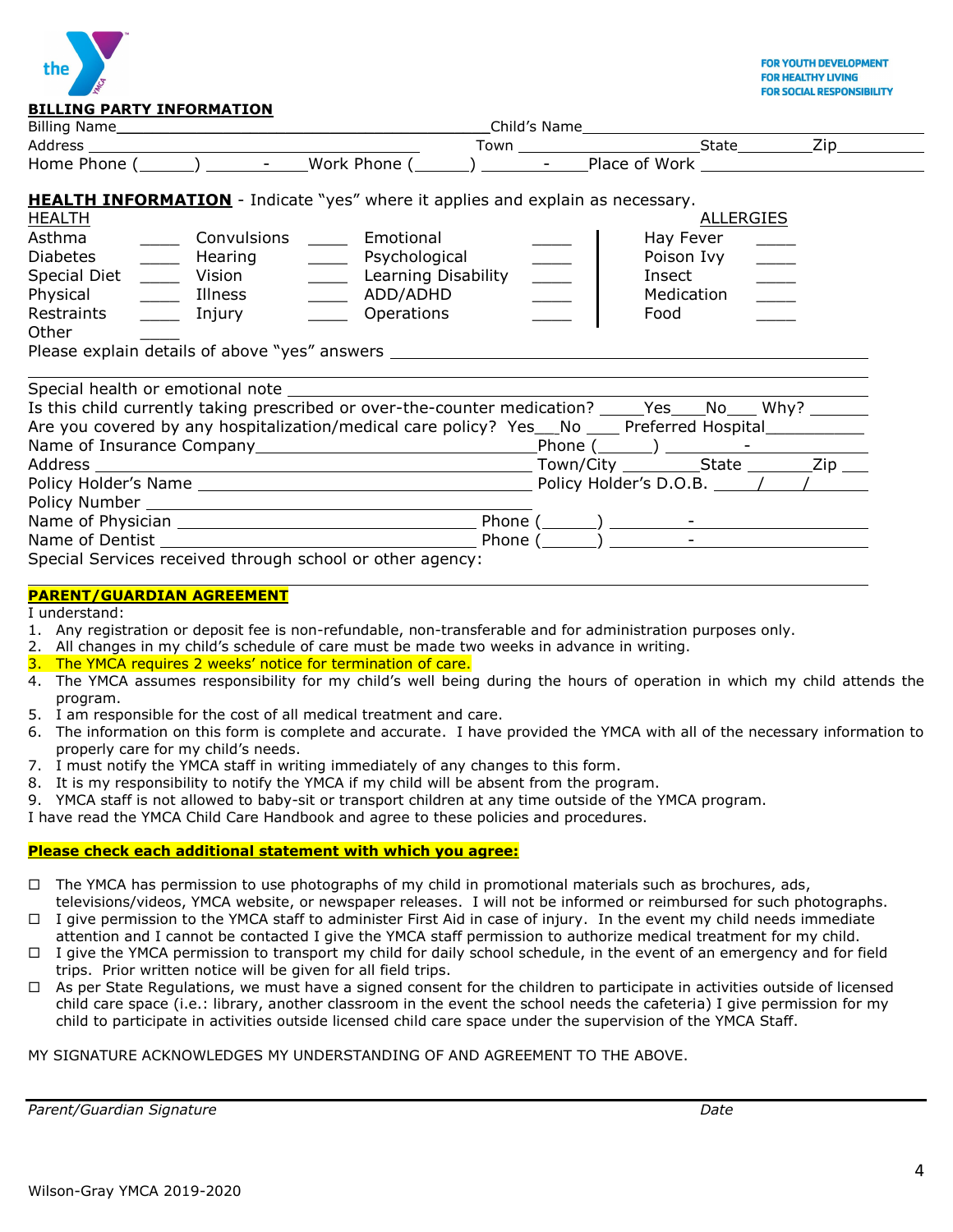FOR YOUTH DEVELOPMENT
FOR HEALTHY LIVING
FOR SOCIAL RESPONSIBILITY

**BILLING PARTY INFORMATION**

Billing Name______________________________________________Child's Name________________________________________

Address ____________________________________ Town ______________________State________Zip__________

Home Phone (______) _______-_____Work Phone (______) _______-_____Place of Work ________________________

**HEALTH INFORMATION** - Indicate "yes" where it applies and explain as necessary.

| HEALTH | | | | | | ALLERGIES | |
|---|---|---|---|---|---|---|---|
| Asthma | ____ | Convulsions | ____ | Emotional | ____ | Hay Fever | ____ |
| Diabetes | ____ | Hearing | ____ | Psychological | ____ | Poison Ivy | ____ |
| Special Diet | ____ | Vision | ____ | Learning Disability | ____ | Insect | ____ |
| Physical | ____ | Illness | ____ | ADD/ADHD | ____ | Medication | ____ |
| Restraints | ____ | Injury | ____ | Operations | ____ | Food | ____ |
| Other | ____ | | | | | | |

Please explain details of above "yes" answers ________________________________________________

Special health or emotional note ________________________________________________

Is this child currently taking prescribed or over-the-counter medication? _____Yes____No___ Why? ______

Are you covered by any hospitalization/medical care policy? Yes__No ____ Preferred Hospital__________

Name of Insurance Company______________________________Phone (______) ________-____________

Address ______________________________________________Town/City ________State _______Zip ___

Policy Holder's Name ________________________________ Policy Holder's D.O.B. ____/____/_______

Policy Number ________________________________________

Name of Physician ______________________________ Phone (______) ________-______________

Name of Dentist ________________________________ Phone (______) ________-______________

Special Services received through school or other agency:

**PARENT/GUARDIAN AGREEMENT**

I understand:

1. Any registration or deposit fee is non-refundable, non-transferable and for administration purposes only.
2. All changes in my child's schedule of care must be made two weeks in advance in writing.
3. The YMCA requires 2 weeks' notice for termination of care.
4. The YMCA assumes responsibility for my child's well being during the hours of operation in which my child attends the program.
5. I am responsible for the cost of all medical treatment and care.
6. The information on this form is complete and accurate. I have provided the YMCA with all of the necessary information to properly care for my child's needs.
7. I must notify the YMCA staff in writing immediately of any changes to this form.
8. It is my responsibility to notify the YMCA if my child will be absent from the program.
9. YMCA staff is not allowed to baby-sit or transport children at any time outside of the YMCA program.

I have read the YMCA Child Care Handbook and agree to these policies and procedures.

**Please check each additional statement with which you agree:**

- ☐ The YMCA has permission to use photographs of my child in promotional materials such as brochures, ads, televisions/videos, YMCA website, or newspaper releases. I will not be informed or reimbursed for such photographs.
- ☐ I give permission to the YMCA staff to administer First Aid in case of injury. In the event my child needs immediate attention and I cannot be contacted I give the YMCA staff permission to authorize medical treatment for my child.
- ☐ I give the YMCA permission to transport my child for daily school schedule, in the event of an emergency and for field trips. Prior written notice will be given for all field trips.
- ☐ As per State Regulations, we must have a signed consent for the children to participate in activities outside of licensed child care space (i.e.: library, another classroom in the event the school needs the cafeteria) I give permission for my child to participate in activities outside licensed child care space under the supervision of the YMCA Staff.

MY SIGNATURE ACKNOWLEDGES MY UNDERSTANDING OF AND AGREEMENT TO THE ABOVE.

_Parent/Guardian Signature_ _Date_

Wilson-Gray YMCA 2019-2020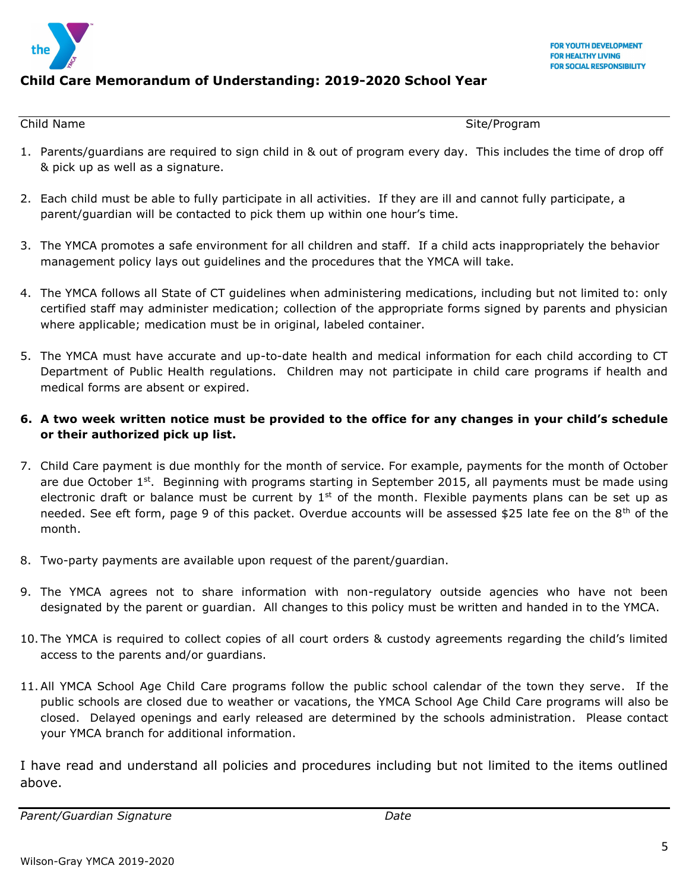FOR YOUTH DEVELOPMENT
FOR HEALTHY LIVING
FOR SOCIAL RESPONSIBILITY

## Child Care Memorandum of Understanding: 2019-2020 School Year

Child Name Site/Program

1. Parents/guardians are required to sign child in & out of program every day. This includes the time of drop off & pick up as well as a signature.

2. Each child must be able to fully participate in all activities. If they are ill and cannot fully participate, a parent/guardian will be contacted to pick them up within one hour's time.

3. The YMCA promotes a safe environment for all children and staff. If a child acts inappropriately the behavior management policy lays out guidelines and the procedures that the YMCA will take.

4. The YMCA follows all State of CT guidelines when administering medications, including but not limited to: only certified staff may administer medication; collection of the appropriate forms signed by parents and physician where applicable; medication must be in original, labeled container.

5. The YMCA must have accurate and up-to-date health and medical information for each child according to CT Department of Public Health regulations. Children may not participate in child care programs if health and medical forms are absent or expired.

6. **A two week written notice must be provided to the office for any changes in your child's schedule or their authorized pick up list.**

7. Child Care payment is due monthly for the month of service. For example, payments for the month of October are due October 1st. Beginning with programs starting in September 2015, all payments must be made using electronic draft or balance must be current by 1st of the month. Flexible payments plans can be set up as needed. See eft form, page 9 of this packet. Overdue accounts will be assessed $25 late fee on the 8th of the month.

8. Two-party payments are available upon request of the parent/guardian.

9. The YMCA agrees not to share information with non-regulatory outside agencies who have not been designated by the parent or guardian. All changes to this policy must be written and handed in to the YMCA.

10. The YMCA is required to collect copies of all court orders & custody agreements regarding the child's limited access to the parents and/or guardians.

11. All YMCA School Age Child Care programs follow the public school calendar of the town they serve. If the public schools are closed due to weather or vacations, the YMCA School Age Child Care programs will also be closed. Delayed openings and early released are determined by the schools administration. Please contact your YMCA branch for additional information.

I have read and understand all policies and procedures including but not limited to the items outlined above.

*Parent/Guardian Signature* *Date*

Wilson-Gray YMCA 2019-2020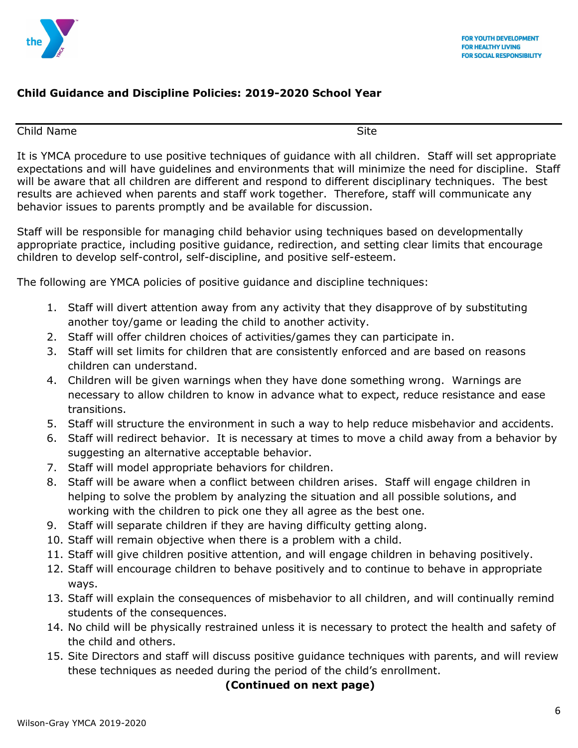FOR YOUTH DEVELOPMENT
FOR HEALTHY LIVING
FOR SOCIAL RESPONSIBILITY

**Child Guidance and Discipline Policies: 2019-2020 School Year**

Child Name Site

It is YMCA procedure to use positive techniques of guidance with all children. Staff will set appropriate expectations and will have guidelines and environments that will minimize the need for discipline. Staff will be aware that all children are different and respond to different disciplinary techniques. The best results are achieved when parents and staff work together. Therefore, staff will communicate any behavior issues to parents promptly and be available for discussion.

Staff will be responsible for managing child behavior using techniques based on developmentally appropriate practice, including positive guidance, redirection, and setting clear limits that encourage children to develop self-control, self-discipline, and positive self-esteem.

The following are YMCA policies of positive guidance and discipline techniques:

1. Staff will divert attention away from any activity that they disapprove of by substituting another toy/game or leading the child to another activity.
2. Staff will offer children choices of activities/games they can participate in.
3. Staff will set limits for children that are consistently enforced and are based on reasons children can understand.
4. Children will be given warnings when they have done something wrong. Warnings are necessary to allow children to know in advance what to expect, reduce resistance and ease transitions.
5. Staff will structure the environment in such a way to help reduce misbehavior and accidents.
6. Staff will redirect behavior. It is necessary at times to move a child away from a behavior by suggesting an alternative acceptable behavior.
7. Staff will model appropriate behaviors for children.
8. Staff will be aware when a conflict between children arises. Staff will engage children in helping to solve the problem by analyzing the situation and all possible solutions, and working with the children to pick one they all agree as the best one.
9. Staff will separate children if they are having difficulty getting along.
10. Staff will remain objective when there is a problem with a child.
11. Staff will give children positive attention, and will engage children in behaving positively.
12. Staff will encourage children to behave positively and to continue to behave in appropriate ways.
13. Staff will explain the consequences of misbehavior to all children, and will continually remind students of the consequences.
14. No child will be physically restrained unless it is necessary to protect the health and safety of the child and others.
15. Site Directors and staff will discuss positive guidance techniques with parents, and will review these techniques as needed during the period of the child's enrollment.

**(Continued on next page)**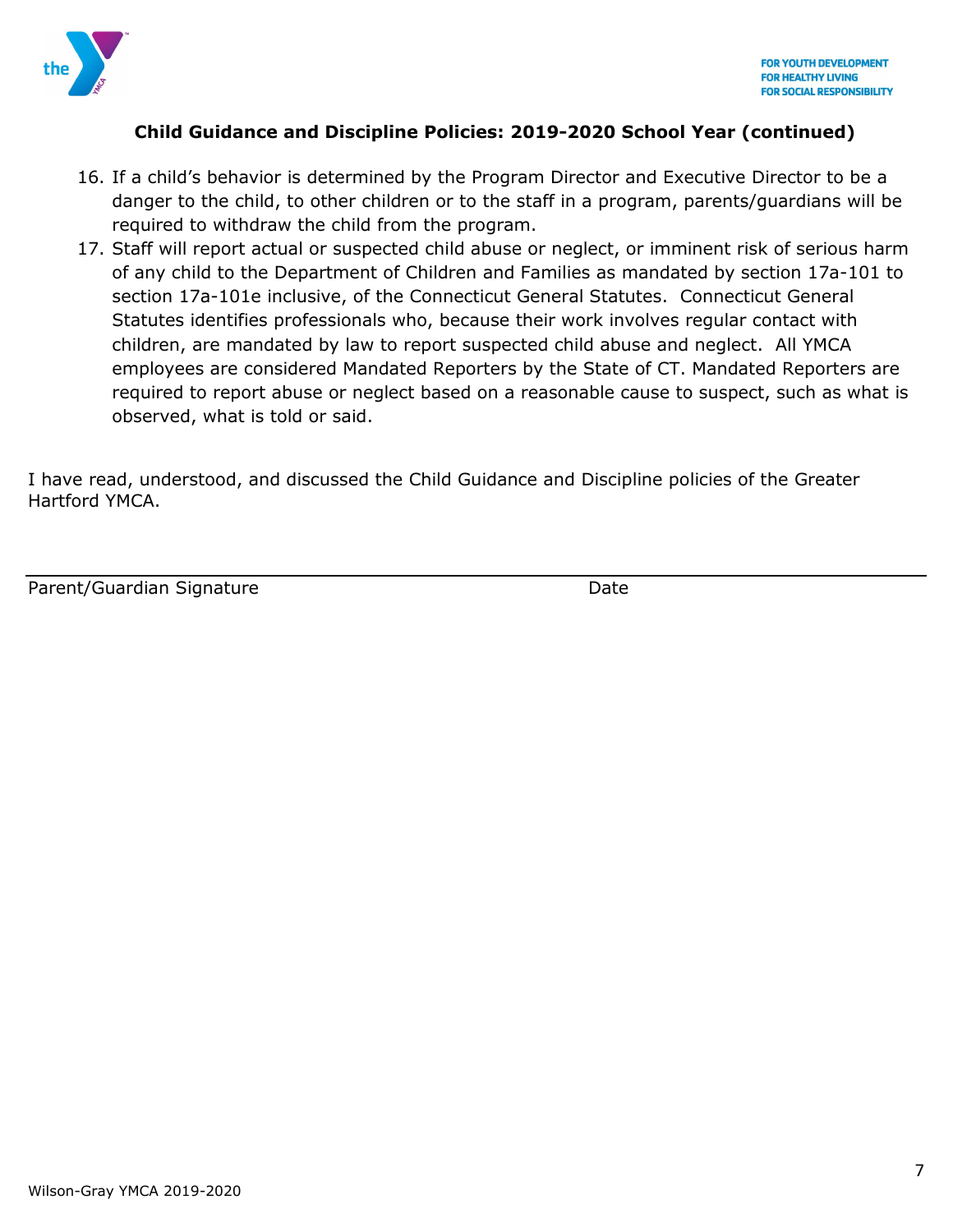**Child Guidance and Discipline Policies: 2019-2020 School Year (continued)**

16. If a child's behavior is determined by the Program Director and Executive Director to be a danger to the child, to other children or to the staff in a program, parents/guardians will be required to withdraw the child from the program.
17. Staff will report actual or suspected child abuse or neglect, or imminent risk of serious harm of any child to the Department of Children and Families as mandated by section 17a-101 to section 17a-101e inclusive, of the Connecticut General Statutes. Connecticut General Statutes identifies professionals who, because their work involves regular contact with children, are mandated by law to report suspected child abuse and neglect. All YMCA employees are considered Mandated Reporters by the State of CT. Mandated Reporters are required to report abuse or neglect based on a reasonable cause to suspect, such as what is observed, what is told or said.

I have read, understood, and discussed the Child Guidance and Discipline policies of the Greater Hartford YMCA.

Parent/Guardian Signature Date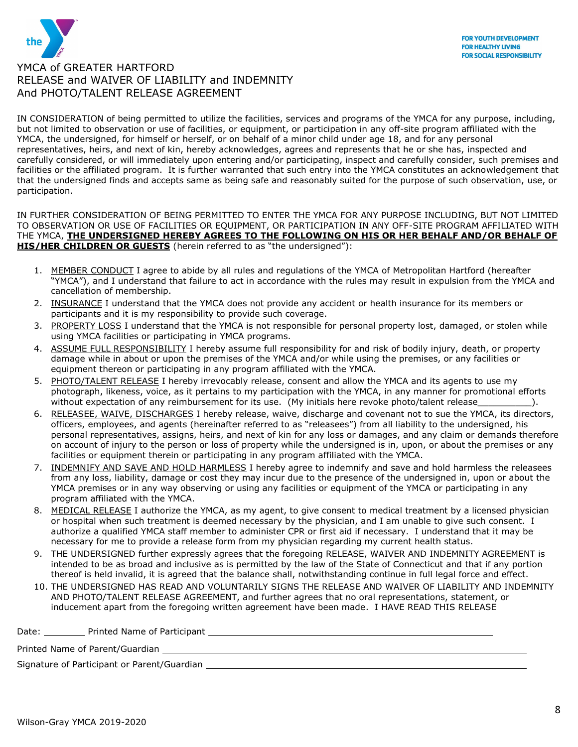FOR YOUTH DEVELOPMENT
FOR HEALTHY LIVING
FOR SOCIAL RESPONSIBILITY

# YMCA of GREATER HARTFORD
# RELEASE and WAIVER OF LIABILITY and INDEMNITY
# And PHOTO/TALENT RELEASE AGREEMENT

IN CONSIDERATION of being permitted to utilize the facilities, services and programs of the YMCA for any purpose, including, but not limited to observation or use of facilities, or equipment, or participation in any off-site program affiliated with the YMCA, the undersigned, for himself or herself, or on behalf of a minor child under age 18, and for any personal representatives, heirs, and next of kin, hereby acknowledges, agrees and represents that he or she has, inspected and carefully considered, or will immediately upon entering and/or participating, inspect and carefully consider, such premises and facilities or the affiliated program. It is further warranted that such entry into the YMCA constitutes an acknowledgement that that the undersigned finds and accepts same as being safe and reasonably suited for the purpose of such observation, use, or participation.

IN FURTHER CONSIDERATION OF BEING PERMITTED TO ENTER THE YMCA FOR ANY PURPOSE INCLUDING, BUT NOT LIMITED TO OBSERVATION OR USE OF FACILITIES OR EQUIPMENT, OR PARTICIPATION IN ANY OFF-SITE PROGRAM AFFILIATED WITH THE YMCA, **THE UNDERSIGNED HEREBY AGREES TO THE FOLLOWING ON HIS OR HER BEHALF AND/OR BEHALF OF HIS/HER CHILDREN OR GUESTS** (herein referred to as "the undersigned"):

1. MEMBER CONDUCT I agree to abide by all rules and regulations of the YMCA of Metropolitan Hartford (hereafter "YMCA"), and I understand that failure to act in accordance with the rules may result in expulsion from the YMCA and cancellation of membership.
2. INSURANCE I understand that the YMCA does not provide any accident or health insurance for its members or participants and it is my responsibility to provide such coverage.
3. PROPERTY LOSS I understand that the YMCA is not responsible for personal property lost, damaged, or stolen while using YMCA facilities or participating in YMCA programs.
4. ASSUME FULL RESPONSIBILITY I hereby assume full responsibility for and risk of bodily injury, death, or property damage while in about or upon the premises of the YMCA and/or while using the premises, or any facilities or equipment thereon or participating in any program affiliated with the YMCA.
5. PHOTO/TALENT RELEASE I hereby irrevocably release, consent and allow the YMCA and its agents to use my photograph, likeness, voice, as it pertains to my participation with the YMCA, in any manner for promotional efforts without expectation of any reimbursement for its use. (My initials here revoke photo/talent release__________).
6. RELEASEE, WAIVE, DISCHARGES I hereby release, waive, discharge and covenant not to sue the YMCA, its directors, officers, employees, and agents (hereinafter referred to as "releasees") from all liability to the undersigned, his personal representatives, assigns, heirs, and next of kin for any loss or damages, and any claim or demands therefore on account of injury to the person or loss of property while the undersigned is in, upon, or about the premises or any facilities or equipment therein or participating in any program affiliated with the YMCA.
7. INDEMNIFY AND SAVE AND HOLD HARMLESS I hereby agree to indemnify and save and hold harmless the releasees from any loss, liability, damage or cost they may incur due to the presence of the undersigned in, upon or about the YMCA premises or in any way observing or using any facilities or equipment of the YMCA or participating in any program affiliated with the YMCA.
8. MEDICAL RELEASE I authorize the YMCA, as my agent, to give consent to medical treatment by a licensed physician or hospital when such treatment is deemed necessary by the physician, and I am unable to give such consent. I authorize a qualified YMCA staff member to administer CPR or first aid if necessary. I understand that it may be necessary for me to provide a release form from my physician regarding my current health status.
9. THE UNDERSIGNED further expressly agrees that the foregoing RELEASE, WAIVER AND INDEMNITY AGREEMENT is intended to be as broad and inclusive as is permitted by the law of the State of Connecticut and that if any portion thereof is held invalid, it is agreed that the balance shall, notwithstanding continue in full legal force and effect.
10. THE UNDERSIGNED HAS READ AND VOLUNTARILY SIGNS THE RELEASE AND WAIVER OF LIABILITY AND INDEMNITY AND PHOTO/TALENT RELEASE AGREEMENT, and further agrees that no oral representations, statement, or inducement apart from the foregoing written agreement have been made. I HAVE READ THIS RELEASE

Date: ________ Printed Name of Participant ____________________________________________

Printed Name of Parent/Guardian ____________________________________________

Signature of Participant or Parent/Guardian ____________________________________________

Wilson-Gray YMCA 2019-2020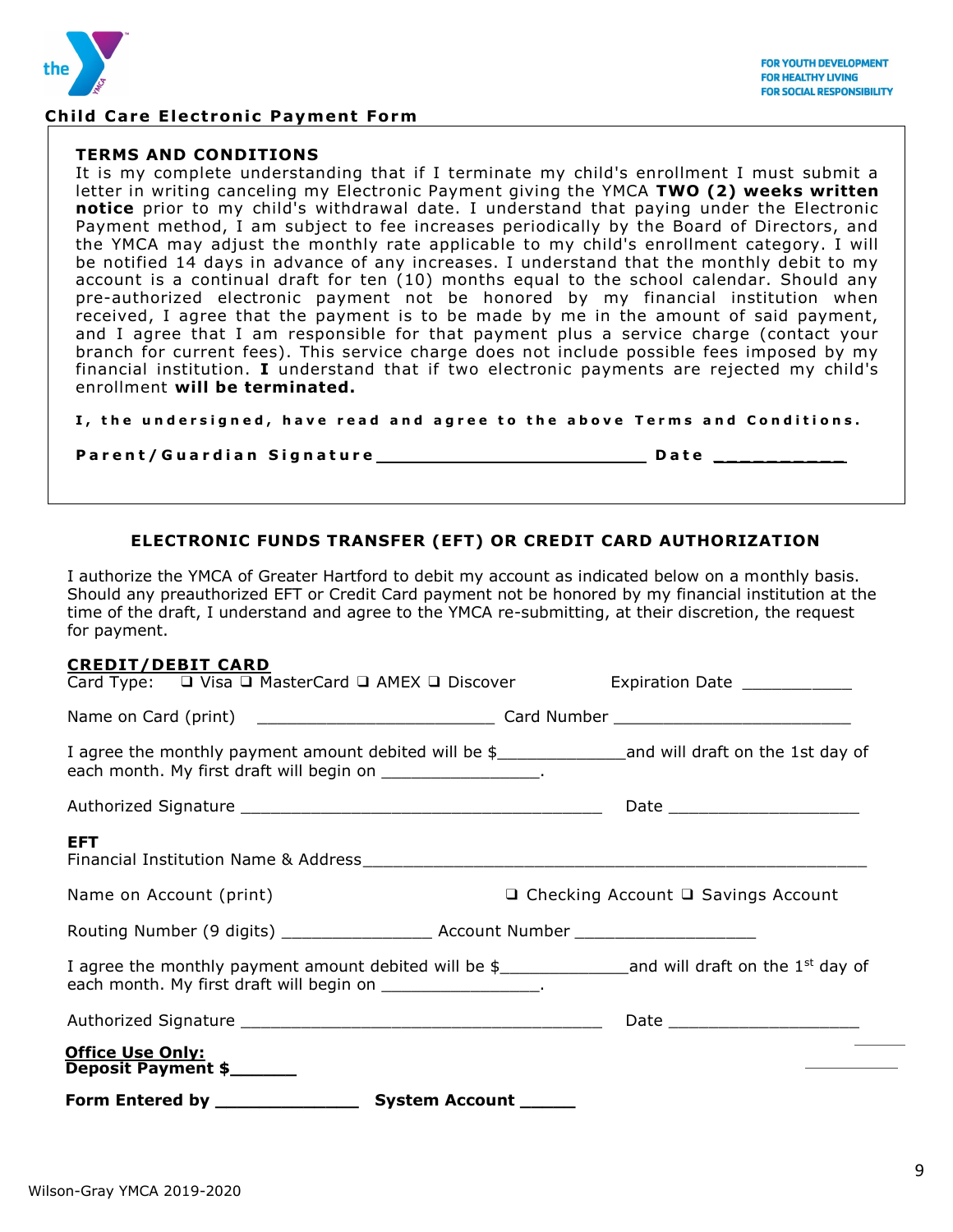FOR YOUTH DEVELOPMENT
FOR HEALTHY LIVING
FOR SOCIAL RESPONSIBILITY

## Child Care Electronic Payment Form

### TERMS AND CONDITIONS

It is my complete understanding that if I terminate my child's enrollment I must submit a letter in writing canceling my Electronic Payment giving the YMCA **TWO (2) weeks written notice** prior to my child's withdrawal date. I understand that paying under the Electronic Payment method, I am subject to fee increases periodically by the Board of Directors, and the YMCA may adjust the monthly rate applicable to my child's enrollment category. I will be notified 14 days in advance of any increases. I understand that the monthly debit to my account is a continual draft for ten (10) months equal to the school calendar. Should any pre-authorized electronic payment not be honored by my financial institution when received, I agree that the payment is to be made by me in the amount of said payment, and I agree that I am responsible for that payment plus a service charge (contact your branch for current fees). This service charge does not include possible fees imposed by my financial institution. **I** understand that if two electronic payments are rejected my child's enrollment **will be terminated.**

**I, the undersigned, have read and agree to the above Terms and Conditions.**

**Parent/Guardian Signature** ___________________________ **Date** ___________

### ELECTRONIC FUNDS TRANSFER (EFT) OR CREDIT CARD AUTHORIZATION

I authorize the YMCA of Greater Hartford to debit my account as indicated below on a monthly basis. Should any preauthorized EFT or Credit Card payment not be honored by my financial institution at the time of the draft, I understand and agree to the YMCA re-submitting, at their discretion, the request for payment.

**CREDIT/DEBIT CARD**

Card Type: ❑ Visa ❑ MasterCard ❑ AMEX ❑ Discover     Expiration Date ___________

Name on Card (print) ________________________ Card Number ________________________

I agree the monthly payment amount debited will be $_____________and will draft on the 1st day of each month. My first draft will begin on ________________.

Authorized Signature _____________________________________ Date ___________________

**EFT**

Financial Institution Name & Address_____________________________________________________

Name on Account (print)     ❑ Checking Account ❑ Savings Account

Routing Number (9 digits) _______________ Account Number __________________

I agree the monthly payment amount debited will be $_____________and will draft on the 1st day of each month. My first draft will begin on ________________.

Authorized Signature _____________________________________ Date ____________________

**Office Use Only:**
**Deposit Payment $______**

**Form Entered by ______________ System Account _____**

Wilson-Gray YMCA 2019-2020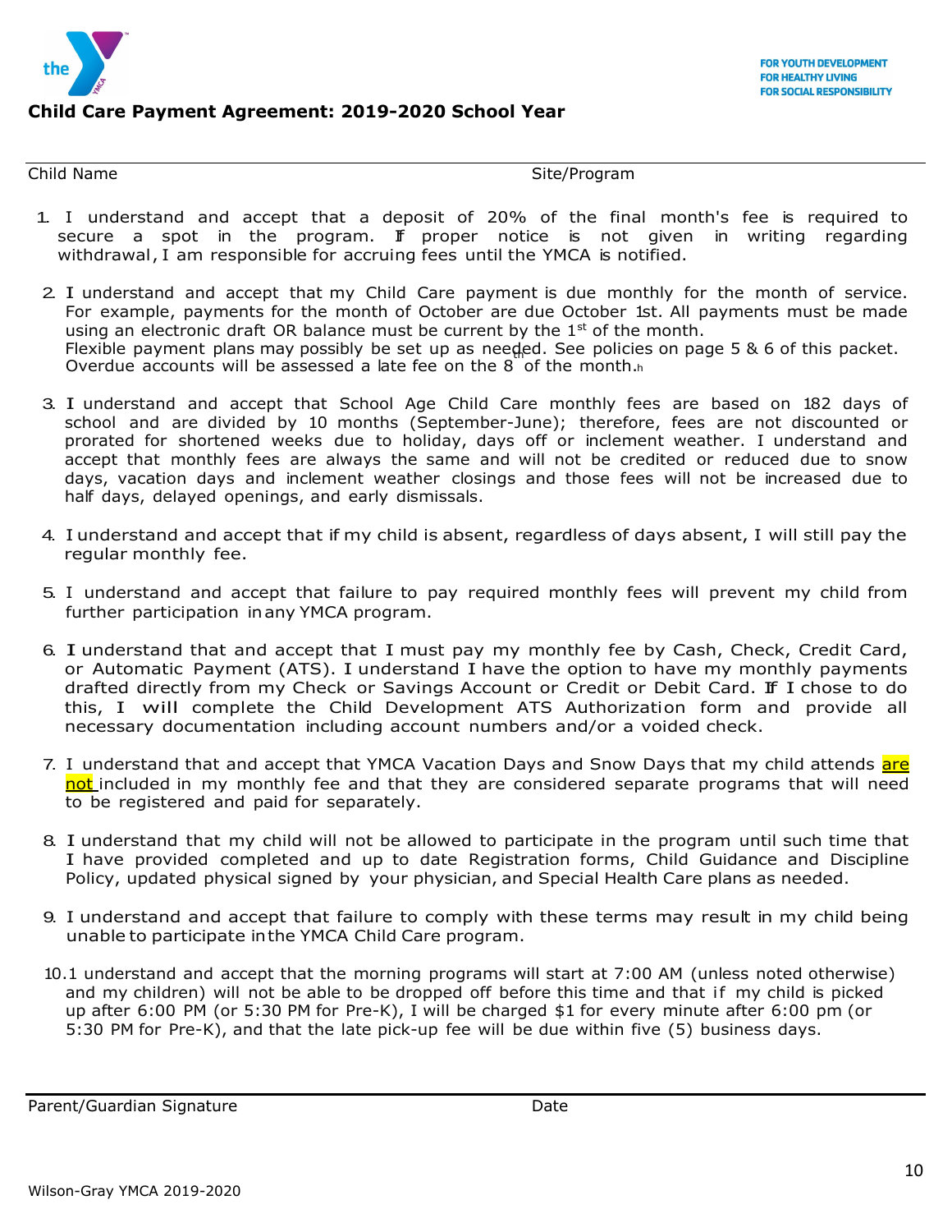FOR YOUTH DEVELOPMENT
FOR HEALTHY LIVING
FOR SOCIAL RESPONSIBILITY

## Child Care Payment Agreement: 2019-2020 School Year

Child Name　　　　　　　　　　　　　　　　　　Site/Program

1. I understand and accept that a deposit of 20% of the final month's fee is required to secure a spot in the program. If proper notice is not given in writing regarding withdrawal, I am responsible for accruing fees until the YMCA is notified.
2. I understand and accept that my Child Care payment is due monthly for the month of service. For example, payments for the month of October are due October 1st. All payments must be made using an electronic draft OR balance must be current by the 1st of the month. Flexible payment plans may possibly be set up as needed. See policies on page 5 & 6 of this packet. Overdue accounts will be assessed a late fee on the 8th of the month.
3. I understand and accept that School Age Child Care monthly fees are based on 182 days of school and are divided by 10 months (September-June); therefore, fees are not discounted or prorated for shortened weeks due to holiday, days off or inclement weather. I understand and accept that monthly fees are always the same and will not be credited or reduced due to snow days, vacation days and inclement weather closings and those fees will not be increased due to half days, delayed openings, and early dismissals.
4. I understand and accept that if my child is absent, regardless of days absent, I will still pay the regular monthly fee.
5. I understand and accept that failure to pay required monthly fees will prevent my child from further participation in any YMCA program.
6. I understand that and accept that I must pay my monthly fee by Cash, Check, Credit Card, or Automatic Payment (ATS). I understand I have the option to have my monthly payments drafted directly from my Check or Savings Account or Credit or Debit Card. If I chose to do this, I will complete the Child Development ATS Authorization form and provide all necessary documentation including account numbers and/or a voided check.
7. I understand that and accept that YMCA Vacation Days and Snow Days that my child attends are not included in my monthly fee and that they are considered separate programs that will need to be registered and paid for separately.
8. I understand that my child will not be allowed to participate in the program until such time that I have provided completed and up to date Registration forms, Child Guidance and Discipline Policy, updated physical signed by your physician, and Special Health Care plans as needed.
9. I understand and accept that failure to comply with these terms may result in my child being unable to participate in the YMCA Child Care program.
10. I understand and accept that the morning programs will start at 7:00 AM (unless noted otherwise) and my children) will not be able to be dropped off before this time and that if my child is picked up after 6:00 PM (or 5:30 PM for Pre-K), I will be charged $1 for every minute after 6:00 pm (or 5:30 PM for Pre-K), and that the late pick-up fee will be due within five (5) business days.

Parent/Guardian Signature　　　　　　　　　　　　　　Date

Wilson-Gray YMCA 2019-2020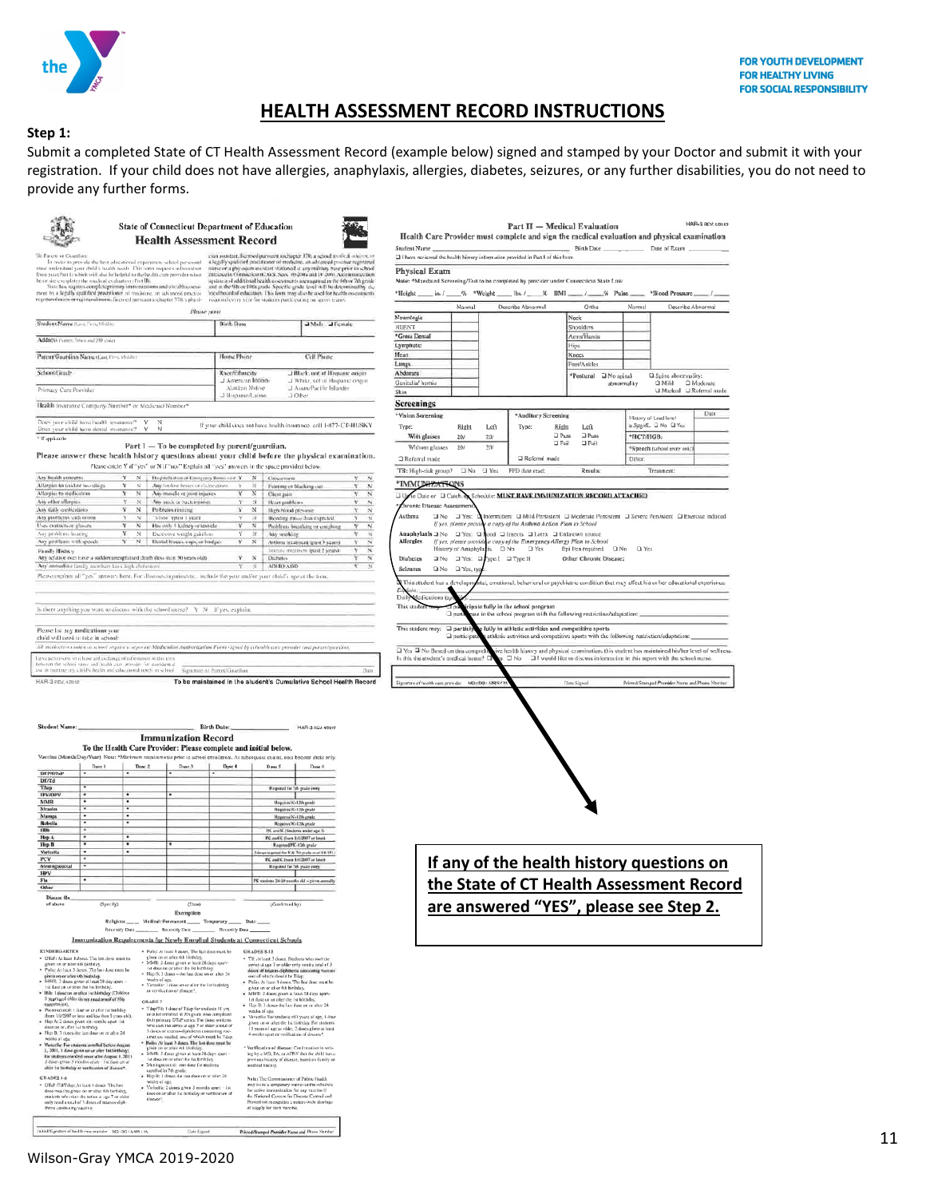FOR YOUTH DEVELOPMENT
FOR HEALTHY LIVING
FOR SOCIAL RESPONSIBILITY

# HEALTH ASSESSMENT RECORD INSTRUCTIONS

**Step 1:**

Submit a completed State of CT Health Assessment Record (example below) signed and stamped by your Doctor and submit it with your registration. If your child does not have allergies, anaphylaxis, allergies, diabetes, seizures, or any further disabilities, you do not need to provide any further forms.

**If any of the health history questions on the State of CT Health Assessment Record are answered "YES", please see Step 2.**

Wilson-Gray YMCA 2019-2020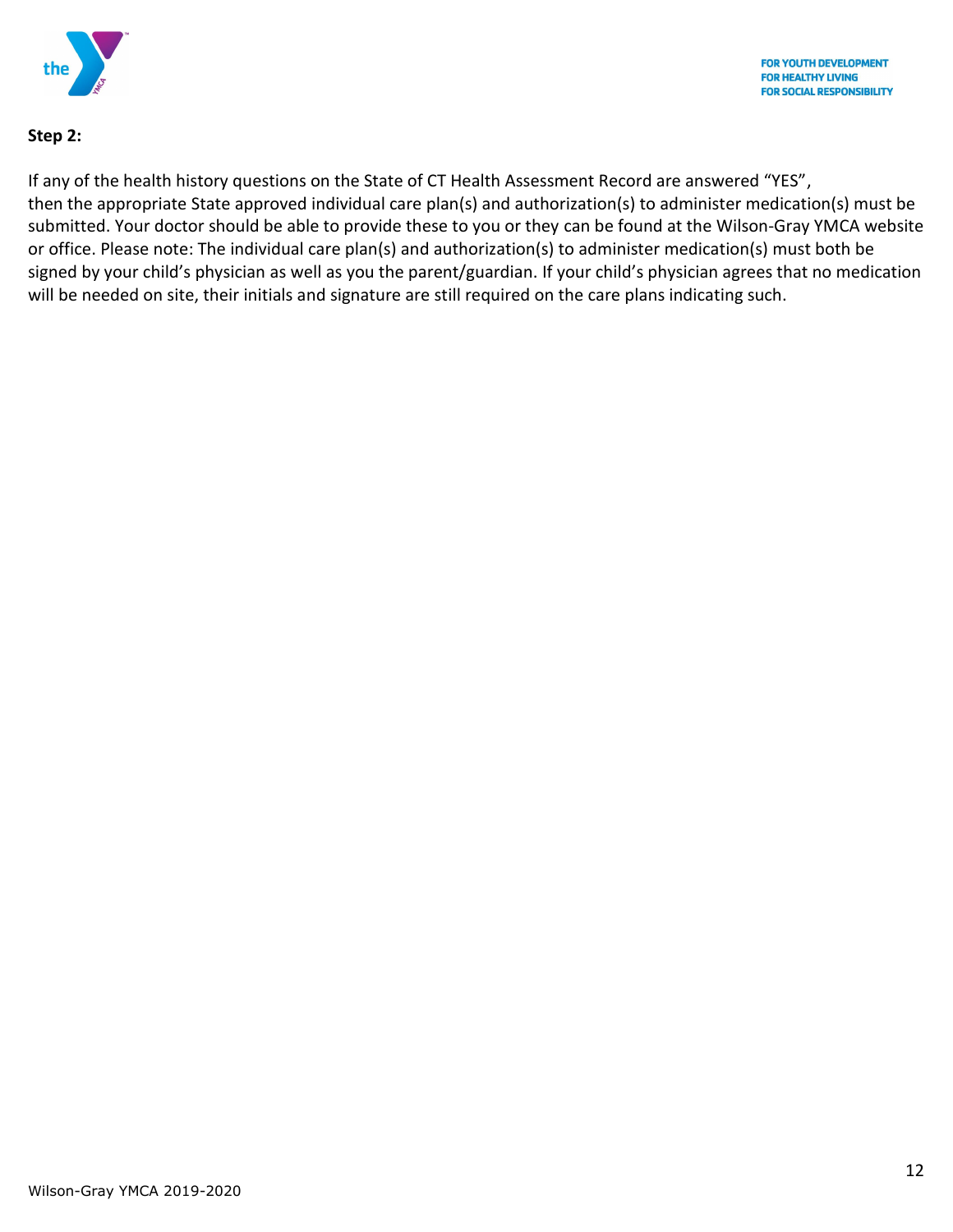**Step 2:**

If any of the health history questions on the State of CT Health Assessment Record are answered "YES", then the appropriate State approved individual care plan(s) and authorization(s) to administer medication(s) must be submitted. Your doctor should be able to provide these to you or they can be found at the Wilson-Gray YMCA website or office. Please note: The individual care plan(s) and authorization(s) to administer medication(s) must both be signed by your child's physician as well as you the parent/guardian. If your child's physician agrees that no medication will be needed on site, their initials and signature are still required on the care plans indicating such.